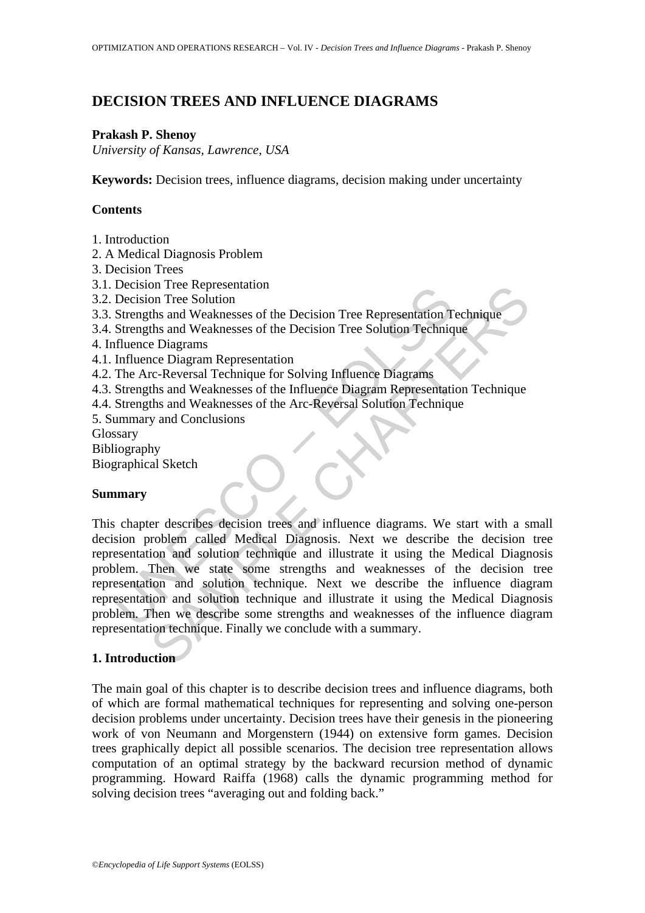# DECISION TREES AND INFLUENCE DIAGRAMS

**Prakash P. Shenoy**
*University of Kansas, Lawrence, USA*

**Keywords:** Decision trees, influence diagrams, decision making under uncertainty

## Contents

1. Introduction
2. A Medical Diagnosis Problem
3. Decision Trees
3.1. Decision Tree Representation
3.2. Decision Tree Solution
3.3. Strengths and Weaknesses of the Decision Tree Representation Technique
3.4. Strengths and Weaknesses of the Decision Tree Solution Technique
4. Influence Diagrams
4.1. Influence Diagram Representation
4.2. The Arc-Reversal Technique for Solving Influence Diagrams
4.3. Strengths and Weaknesses of the Influence Diagram Representation Technique
4.4. Strengths and Weaknesses of the Arc-Reversal Solution Technique
5. Summary and Conclusions

Glossary
Bibliography
Biographical Sketch

## Summary

This chapter describes decision trees and influence diagrams. We start with a small decision problem called Medical Diagnosis. Next we describe the decision tree representation and solution technique and illustrate it using the Medical Diagnosis problem. Then we state some strengths and weaknesses of the decision tree representation and solution technique. Next we describe the influence diagram representation and solution technique and illustrate it using the Medical Diagnosis problem. Then we describe some strengths and weaknesses of the influence diagram representation technique. Finally we conclude with a summary.

## 1. Introduction

The main goal of this chapter is to describe decision trees and influence diagrams, both of which are formal mathematical techniques for representing and solving one-person decision problems under uncertainty. Decision trees have their genesis in the pioneering work of von Neumann and Morgenstern (1944) on extensive form games. Decision trees graphically depict all possible scenarios. The decision tree representation allows computation of an optimal strategy by the backward recursion method of dynamic programming. Howard Raiffa (1968) calls the dynamic programming method for solving decision trees "averaging out and folding back."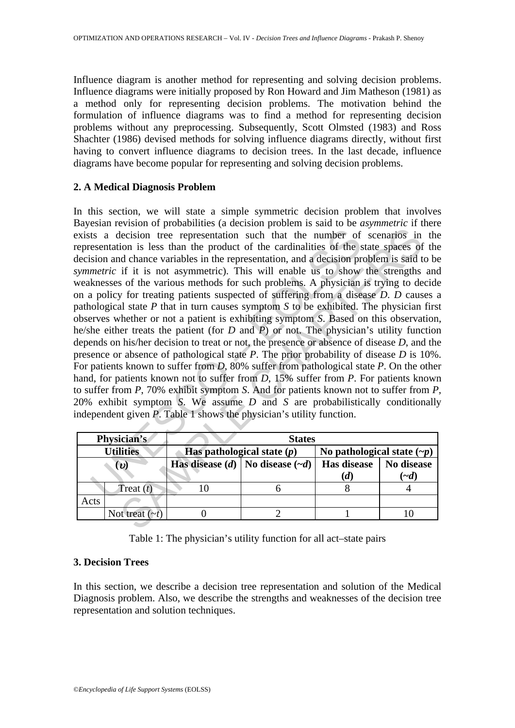Influence diagram is another method for representing and solving decision problems. Influence diagrams were initially proposed by Ron Howard and Jim Matheson (1981) as a method only for representing decision problems. The motivation behind the formulation of influence diagrams was to find a method for representing decision problems without any preprocessing. Subsequently, Scott Olmsted (1983) and Ross Shachter (1986) devised methods for solving influence diagrams directly, without first having to convert influence diagrams to decision trees. In the last decade, influence diagrams have become popular for representing and solving decision problems.

## 2. A Medical Diagnosis Problem

In this section, we will state a simple symmetric decision problem that involves Bayesian revision of probabilities (a decision problem is said to be *asymmetric* if there exists a decision tree representation such that the number of scenarios in the representation is less than the product of the cardinalities of the state spaces of the decision and chance variables in the representation, and a decision problem is said to be *symmetric* if it is not asymmetric). This will enable us to show the strengths and weaknesses of the various methods for such problems. A physician is trying to decide on a policy for treating patients suspected of suffering from a disease *D*. *D* causes a pathological state *P* that in turn causes symptom *S* to be exhibited. The physician first observes whether or not a patient is exhibiting symptom *S*. Based on this observation, he/she either treats the patient (for *D* and *P*) or not. The physician's utility function depends on his/her decision to treat or not, the presence or absence of disease *D*, and the presence or absence of pathological state *P*. The prior probability of disease *D* is 10%. For patients known to suffer from *D*, 80% suffer from pathological state *P*. On the other hand, for patients known not to suffer from *D*, 15% suffer from *P*. For patients known to suffer from *P*, 70% exhibit symptom *S*. And for patients known not to suffer from *P*, 20% exhibit symptom *S*. We assume *D* and *S* are probabilistically conditionally independent given *P*. Table 1 shows the physician's utility function.

| **Physician's Utilities ($\upsilon$)** | | **States** | | | |
|---|---|---|---|---|---|
| | | **Has pathological state ($p$)** | | **No pathological state ($\sim p$)** | |
| | | **Has disease ($d$)** | **No disease ($\sim d$)** | **Has disease ($d$)** | **No disease ($\sim d$)** |
| Acts | Treat ($t$) | 10 | 6 | 8 | 4 |
| | Not treat ($\sim t$) | 0 | 2 | 1 | 10 |

Table 1: The physician's utility function for all act–state pairs

## 3. Decision Trees

In this section, we describe a decision tree representation and solution of the Medical Diagnosis problem. Also, we describe the strengths and weaknesses of the decision tree representation and solution techniques.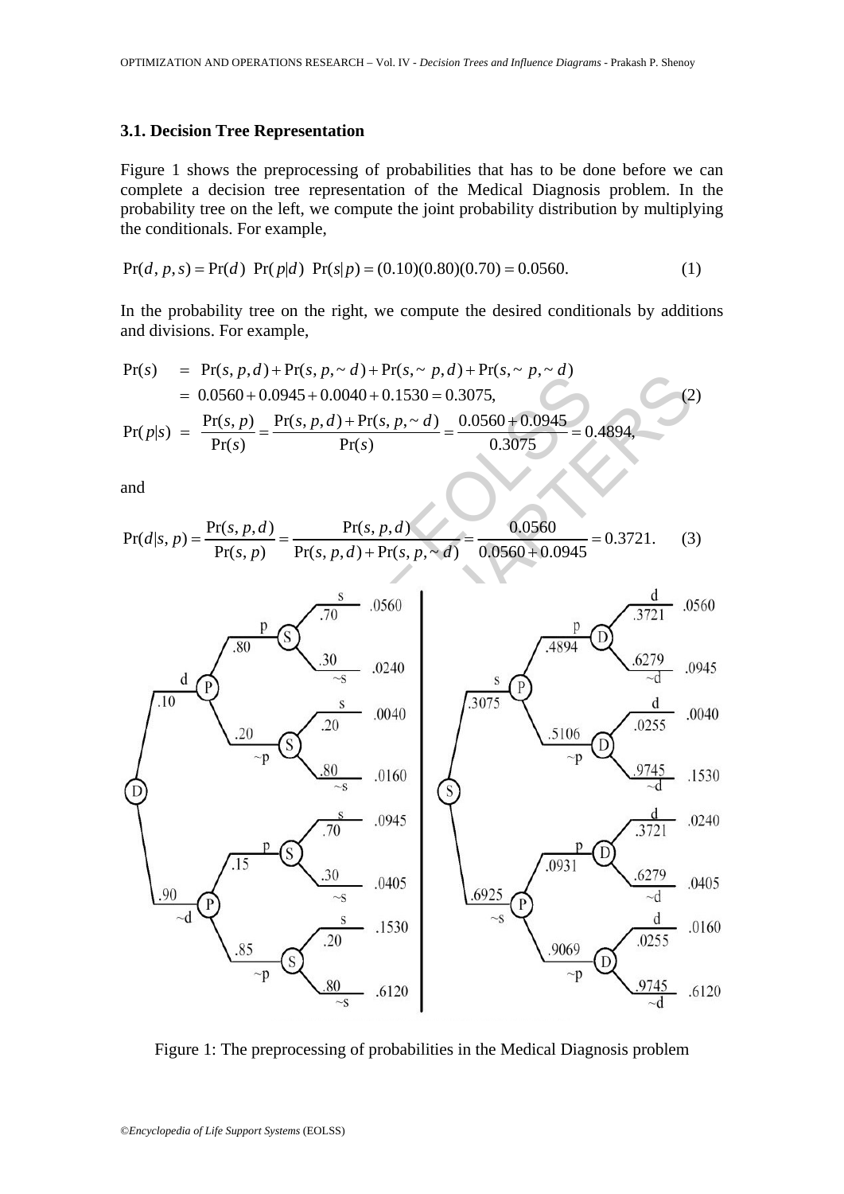### 3.1. Decision Tree Representation

Figure 1 shows the preprocessing of probabilities that has to be done before we can complete a decision tree representation of the Medical Diagnosis problem. In the probability tree on the left, we compute the joint probability distribution by multiplying the conditionals. For example,

$$\Pr(d, p, s) = \Pr(d)\ \Pr(p|d)\ \Pr(s|p) = (0.10)(0.80)(0.70) = 0.0560. \tag{1}$$

In the probability tree on the right, we compute the desired conditionals by additions and divisions. For example,

$$\begin{aligned}
\Pr(s) &= \Pr(s, p, d) + \Pr(s, p, \sim d) + \Pr(s, \sim p, d) + \Pr(s, \sim p, \sim d) \\
&= 0.0560 + 0.0945 + 0.0040 + 0.1530 = 0.3075, \\
\Pr(p|s) &= \frac{\Pr(s, p)}{\Pr(s)} = \frac{\Pr(s, p, d) + \Pr(s, p, \sim d)}{\Pr(s)} = \frac{0.0560 + 0.0945}{0.3075} = 0.4894,
\end{aligned} \tag{2}$$

and

$$\Pr(d|s, p) = \frac{\Pr(s, p, d)}{\Pr(s, p)} = \frac{\Pr(s, p, d)}{\Pr(s, p, d) + \Pr(s, p, \sim d)} = \frac{0.0560}{0.0560 + 0.0945} = 0.3721. \tag{3}$$

Figure 1: The preprocessing of probabilities in the Medical Diagnosis problem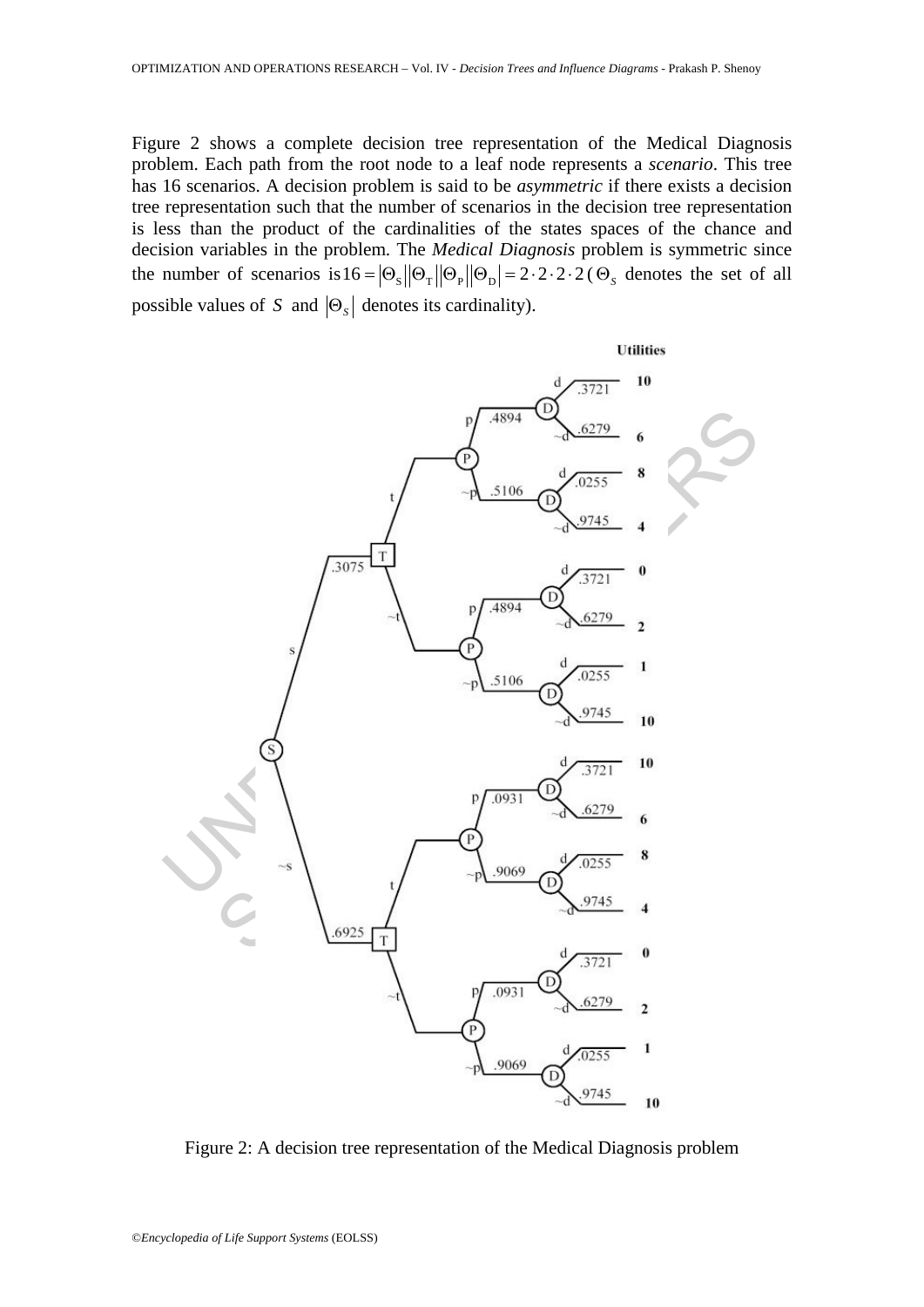Figure 2 shows a complete decision tree representation of the Medical Diagnosis problem. Each path from the root node to a leaf node represents a *scenario*. This tree has 16 scenarios. A decision problem is said to be *asymmetric* if there exists a decision tree representation such that the number of scenarios in the decision tree representation is less than the product of the cardinalities of the states spaces of the chance and decision variables in the problem. The *Medical Diagnosis* problem is symmetric since the number of scenarios is $16 = |\Theta_S||\Theta_T||\Theta_P||\Theta_D| = 2 \cdot 2 \cdot 2 \cdot 2$ ($\Theta_S$ denotes the set of all possible values of $S$ and $|\Theta_S|$ denotes its cardinality).

Figure 2: A decision tree representation of the Medical Diagnosis problem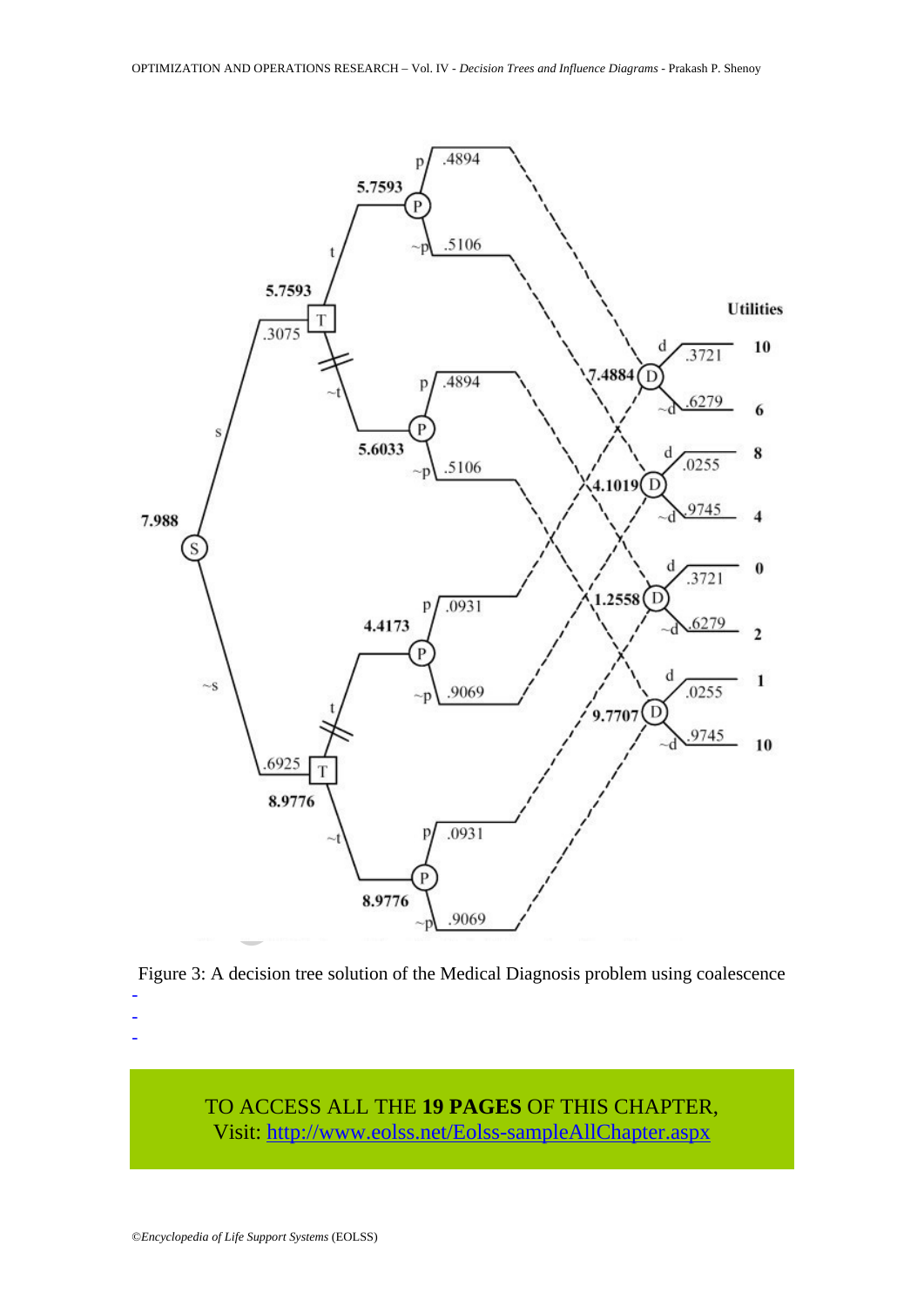Figure 3: A decision tree solution of the Medical Diagnosis problem using coalescence

-
-
-

TO ACCESS ALL THE **19 PAGES** OF THIS CHAPTER,
Visit: [http://www.eolss.net/Eolss-sampleAllChapter.aspx](http://www.eolss.net/Eolss-sampleAllChapter.aspx)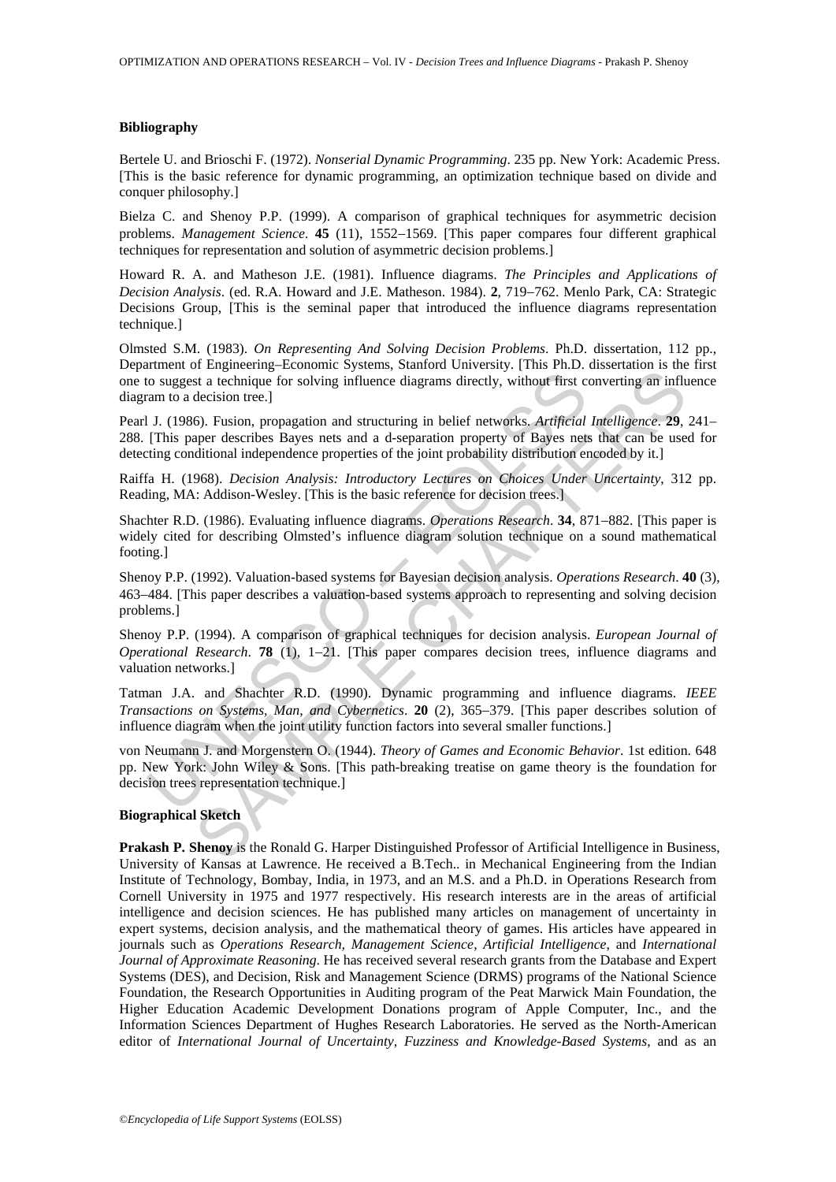### Bibliography

Bertele U. and Brioschi F. (1972). *Nonserial Dynamic Programming*. 235 pp. New York: Academic Press. [This is the basic reference for dynamic programming, an optimization technique based on divide and conquer philosophy.]

Bielza C. and Shenoy P.P. (1999). A comparison of graphical techniques for asymmetric decision problems. *Management Science*. **45** (11), 1552–1569. [This paper compares four different graphical techniques for representation and solution of asymmetric decision problems.]

Howard R. A. and Matheson J.E. (1981). Influence diagrams. *The Principles and Applications of Decision Analysis*. (ed. R.A. Howard and J.E. Matheson. 1984). **2**, 719–762. Menlo Park, CA: Strategic Decisions Group, [This is the seminal paper that introduced the influence diagrams representation technique.]

Olmsted S.M. (1983). *On Representing And Solving Decision Problems*. Ph.D. dissertation, 112 pp., Department of Engineering–Economic Systems, Stanford University. [This Ph.D. dissertation is the first one to suggest a technique for solving influence diagrams directly, without first converting an influence diagram to a decision tree.]

Pearl J. (1986). Fusion, propagation and structuring in belief networks. *Artificial Intelligence*. **29**, 241–288. [This paper describes Bayes nets and a d-separation property of Bayes nets that can be used for detecting conditional independence properties of the joint probability distribution encoded by it.]

Raiffa H. (1968). *Decision Analysis: Introductory Lectures on Choices Under Uncertainty*, 312 pp. Reading, MA: Addison-Wesley. [This is the basic reference for decision trees.]

Shachter R.D. (1986). Evaluating influence diagrams. *Operations Research*. **34**, 871–882. [This paper is widely cited for describing Olmsted's influence diagram solution technique on a sound mathematical footing.]

Shenoy P.P. (1992). Valuation-based systems for Bayesian decision analysis. *Operations Research*. **40** (3), 463–484. [This paper describes a valuation-based systems approach to representing and solving decision problems.]

Shenoy P.P. (1994). A comparison of graphical techniques for decision analysis. *European Journal of Operational Research*. **78** (1), 1–21. [This paper compares decision trees, influence diagrams and valuation networks.]

Tatman J.A. and Shachter R.D. (1990). Dynamic programming and influence diagrams. *IEEE Transactions on Systems, Man, and Cybernetics*. **20** (2), 365–379. [This paper describes solution of influence diagram when the joint utility function factors into several smaller functions.]

von Neumann J. and Morgenstern O. (1944). *Theory of Games and Economic Behavior*. 1st edition. 648 pp. New York: John Wiley & Sons. [This path-breaking treatise on game theory is the foundation for decision trees representation technique.]

### Biographical Sketch

**Prakash P. Shenoy** is the Ronald G. Harper Distinguished Professor of Artificial Intelligence in Business, University of Kansas at Lawrence. He received a B.Tech.. in Mechanical Engineering from the Indian Institute of Technology, Bombay, India, in 1973, and an M.S. and a Ph.D. in Operations Research from Cornell University in 1975 and 1977 respectively. His research interests are in the areas of artificial intelligence and decision sciences. He has published many articles on management of uncertainty in expert systems, decision analysis, and the mathematical theory of games. His articles have appeared in journals such as *Operations Research, Management Science*, *Artificial Intelligence*, and *International Journal of Approximate Reasoning*. He has received several research grants from the Database and Expert Systems (DES), and Decision, Risk and Management Science (DRMS) programs of the National Science Foundation, the Research Opportunities in Auditing program of the Peat Marwick Main Foundation, the Higher Education Academic Development Donations program of Apple Computer, Inc., and the Information Sciences Department of Hughes Research Laboratories. He served as the North-American editor of *International Journal of Uncertainty, Fuzziness and Knowledge-Based Systems*, and as an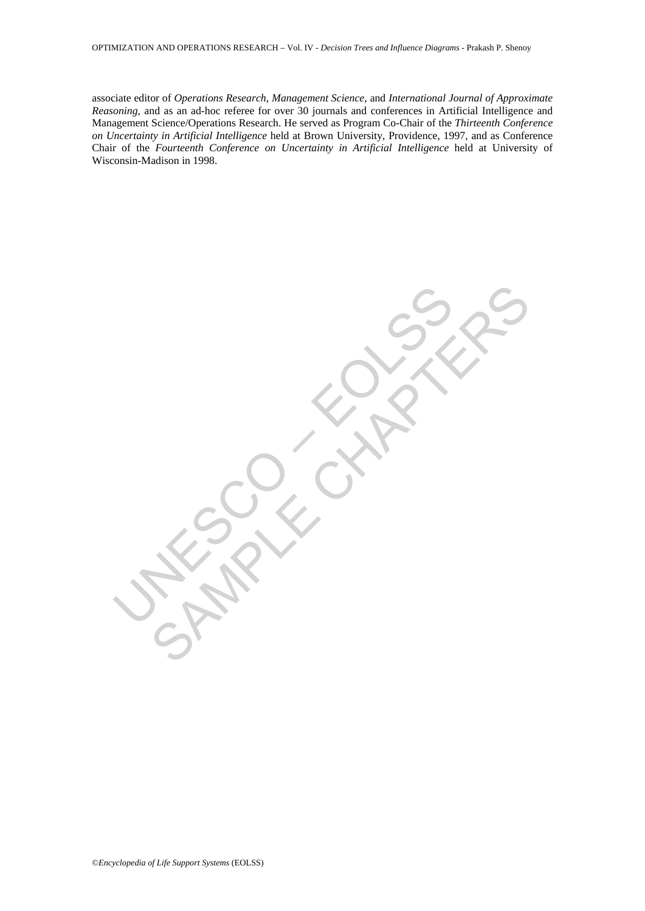associate editor of *Operations Research*, *Management Science*, and *International Journal of Approximate Reasoning*, and as an ad-hoc referee for over 30 journals and conferences in Artificial Intelligence and Management Science/Operations Research. He served as Program Co-Chair of the *Thirteenth Conference on Uncertainty in Artificial Intelligence* held at Brown University, Providence, 1997, and as Conference Chair of the *Fourteenth Conference on Uncertainty in Artificial Intelligence* held at University of Wisconsin-Madison in 1998.